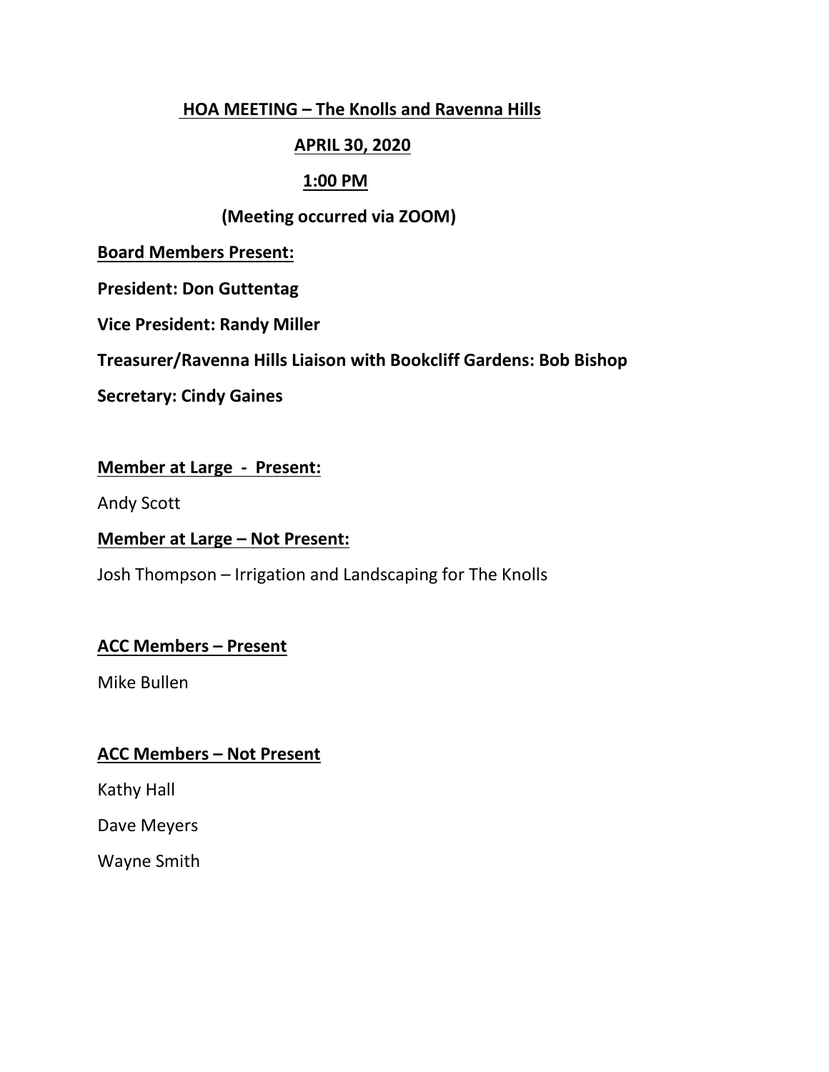# HOA MEETING – The Knolls and Ravenna Hills

## APRIL 30, 2020

## 1:00 PM

**(Meeting occurred via ZOOM)**

**Board Members Present:**

**President: Don Guttentag**

**Vice President: Randy Miller**

**Treasurer/Ravenna Hills Liaison with Bookcliff Gardens: Bob Bishop**

**Secretary: Cindy Gaines**

**Member at Large - Present:**

Andy Scott

**Member at Large – Not Present:**

Josh Thompson – Irrigation and Landscaping for The Knolls

**ACC Members – Present**

Mike Bullen

**ACC Members – Not Present**

Kathy Hall

Dave Meyers

Wayne Smith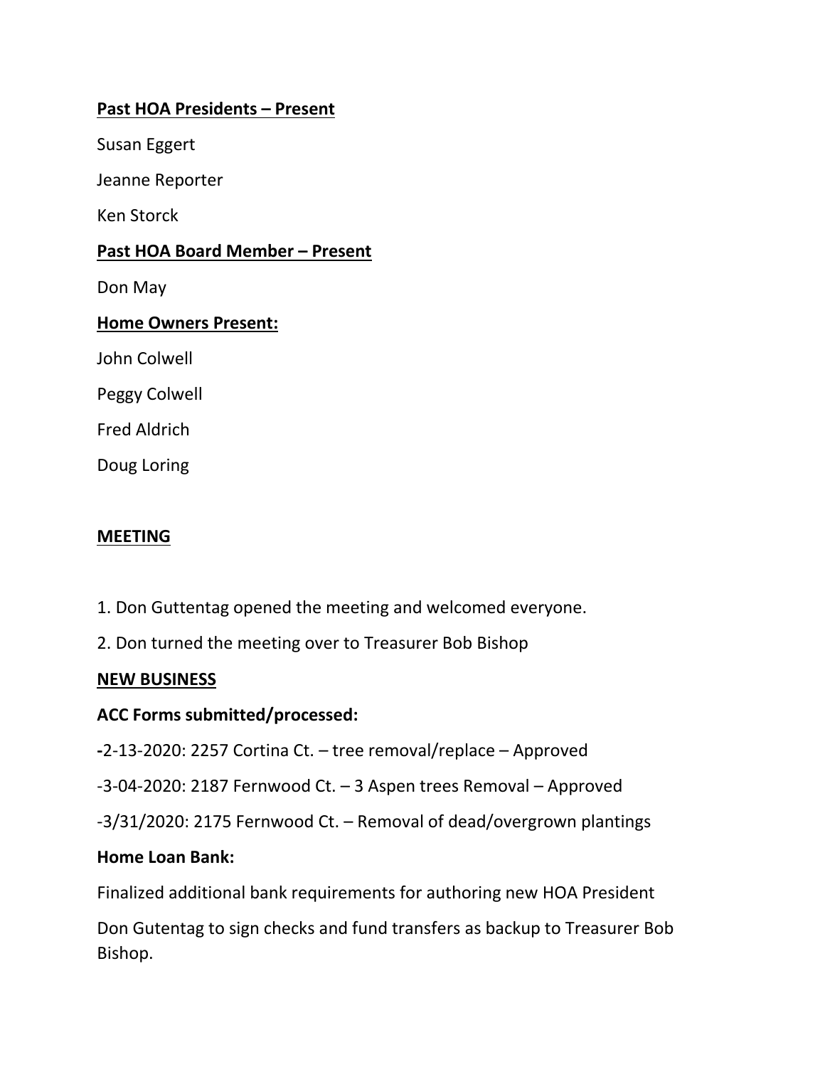**Past HOA Presidents – Present**

Susan Eggert

Jeanne Reporter

Ken Storck

**Past HOA Board Member – Present**

Don May

**Home Owners Present:**

John Colwell

Peggy Colwell

Fred Aldrich

Doug Loring

**MEETING**

1. Don Guttentag opened the meeting and welcomed everyone.

2. Don turned the meeting over to Treasurer Bob Bishop

**NEW BUSINESS**

**ACC Forms submitted/processed:**

**-**2-13-2020: 2257 Cortina Ct. – tree removal/replace – Approved

-3-04-2020: 2187 Fernwood Ct. – 3 Aspen trees Removal – Approved

-3/31/2020: 2175 Fernwood Ct. – Removal of dead/overgrown plantings

**Home Loan Bank:**

Finalized additional bank requirements for authoring new HOA President

Don Gutentag to sign checks and fund transfers as backup to Treasurer Bob Bishop.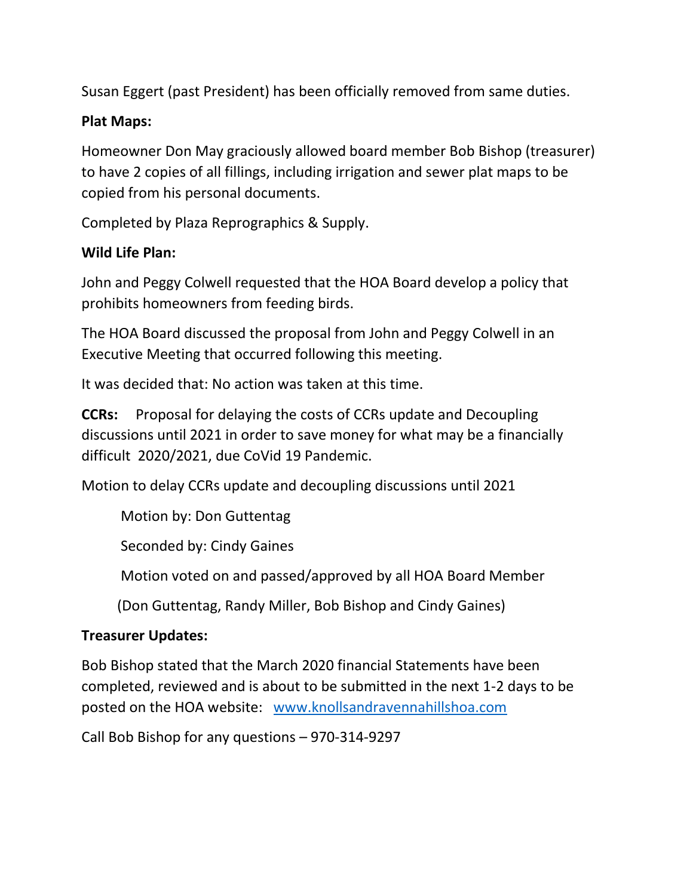Susan Eggert (past President) has been officially removed from same duties.

**Plat Maps:**

Homeowner Don May graciously allowed board member Bob Bishop (treasurer) to have 2 copies of all fillings, including irrigation and sewer plat maps to be copied from his personal documents.

Completed by Plaza Reprographics & Supply.

**Wild Life Plan:**

John and Peggy Colwell requested that the HOA Board develop a policy that prohibits homeowners from feeding birds.

The HOA Board discussed the proposal from John and Peggy Colwell in an Executive Meeting that occurred following this meeting.

It was decided that: No action was taken at this time.

**CCRs:** Proposal for delaying the costs of CCRs update and Decoupling discussions until 2021 in order to save money for what may be a financially difficult 2020/2021, due CoVid 19 Pandemic.

Motion to delay CCRs update and decoupling discussions until 2021

Motion by: Don Guttentag

Seconded by: Cindy Gaines

Motion voted on and passed/approved by all HOA Board Member

(Don Guttentag, Randy Miller, Bob Bishop and Cindy Gaines)

**Treasurer Updates:**

Bob Bishop stated that the March 2020 financial Statements have been completed, reviewed and is about to be submitted in the next 1-2 days to be posted on the HOA website: [www.knollsandravennahillshoa.com](http://www.knollsandravennahillshoa.com)

Call Bob Bishop for any questions – 970-314-9297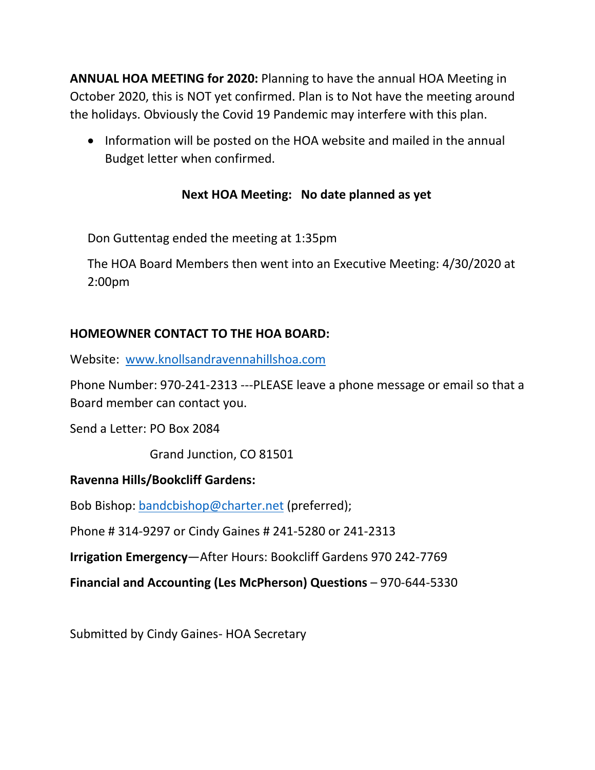**ANNUAL HOA MEETING for 2020:** Planning to have the annual HOA Meeting in October 2020, this is NOT yet confirmed. Plan is to Not have the meeting around the holidays. Obviously the Covid 19 Pandemic may interfere with this plan.

- Information will be posted on the HOA website and mailed in the annual Budget letter when confirmed.

**Next HOA Meeting: No date planned as yet**

Don Guttentag ended the meeting at 1:35pm

The HOA Board Members then went into an Executive Meeting: 4/30/2020 at 2:00pm

**HOMEOWNER CONTACT TO THE HOA BOARD:**

Website: www.knollsandravennahillshoa.com

Phone Number: 970-241-2313 ---PLEASE leave a phone message or email so that a Board member can contact you.

Send a Letter: PO Box 2084

Grand Junction, CO 81501

**Ravenna Hills/Bookcliff Gardens:**

Bob Bishop: bandcbishop@charter.net (preferred);

Phone # 314-9297 or Cindy Gaines # 241-5280 or 241-2313

**Irrigation Emergency**—After Hours: Bookcliff Gardens 970 242-7769

**Financial and Accounting (Les McPherson) Questions** – 970-644-5330

Submitted by Cindy Gaines- HOA Secretary